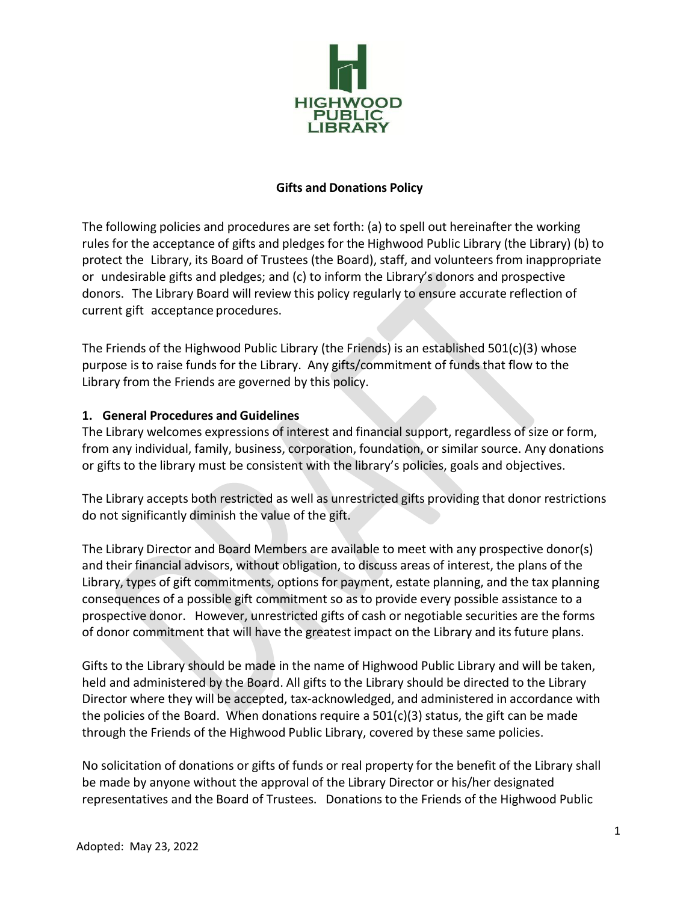HIGHWOOD PUBLIC LIBRARY

**Gifts and Donations Policy**

The following policies and procedures are set forth: (a) to spell out hereinafter the working rules for the acceptance of gifts and pledges for the Highwood Public Library (the Library) (b) to protect the Library, its Board of Trustees (the Board), staff, and volunteers from inappropriate or undesirable gifts and pledges; and (c) to inform the Library's donors and prospective donors. The Library Board will review this policy regularly to ensure accurate reflection of current gift acceptance procedures.

The Friends of the Highwood Public Library (the Friends) is an established 501(c)(3) whose purpose is to raise funds for the Library. Any gifts/commitment of funds that flow to the Library from the Friends are governed by this policy.

**1. General Procedures and Guidelines**

The Library welcomes expressions of interest and financial support, regardless of size or form, from any individual, family, business, corporation, foundation, or similar source. Any donations or gifts to the library must be consistent with the library's policies, goals and objectives.

The Library accepts both restricted as well as unrestricted gifts providing that donor restrictions do not significantly diminish the value of the gift.

The Library Director and Board Members are available to meet with any prospective donor(s) and their financial advisors, without obligation, to discuss areas of interest, the plans of the Library, types of gift commitments, options for payment, estate planning, and the tax planning consequences of a possible gift commitment so as to provide every possible assistance to a prospective donor. However, unrestricted gifts of cash or negotiable securities are the forms of donor commitment that will have the greatest impact on the Library and its future plans.

Gifts to the Library should be made in the name of Highwood Public Library and will be taken, held and administered by the Board. All gifts to the Library should be directed to the Library Director where they will be accepted, tax-acknowledged, and administered in accordance with the policies of the Board. When donations require a 501(c)(3) status, the gift can be made through the Friends of the Highwood Public Library, covered by these same policies.

No solicitation of donations or gifts of funds or real property for the benefit of the Library shall be made by anyone without the approval of the Library Director or his/her designated representatives and the Board of Trustees. Donations to the Friends of the Highwood Public

Adopted: May 23, 2022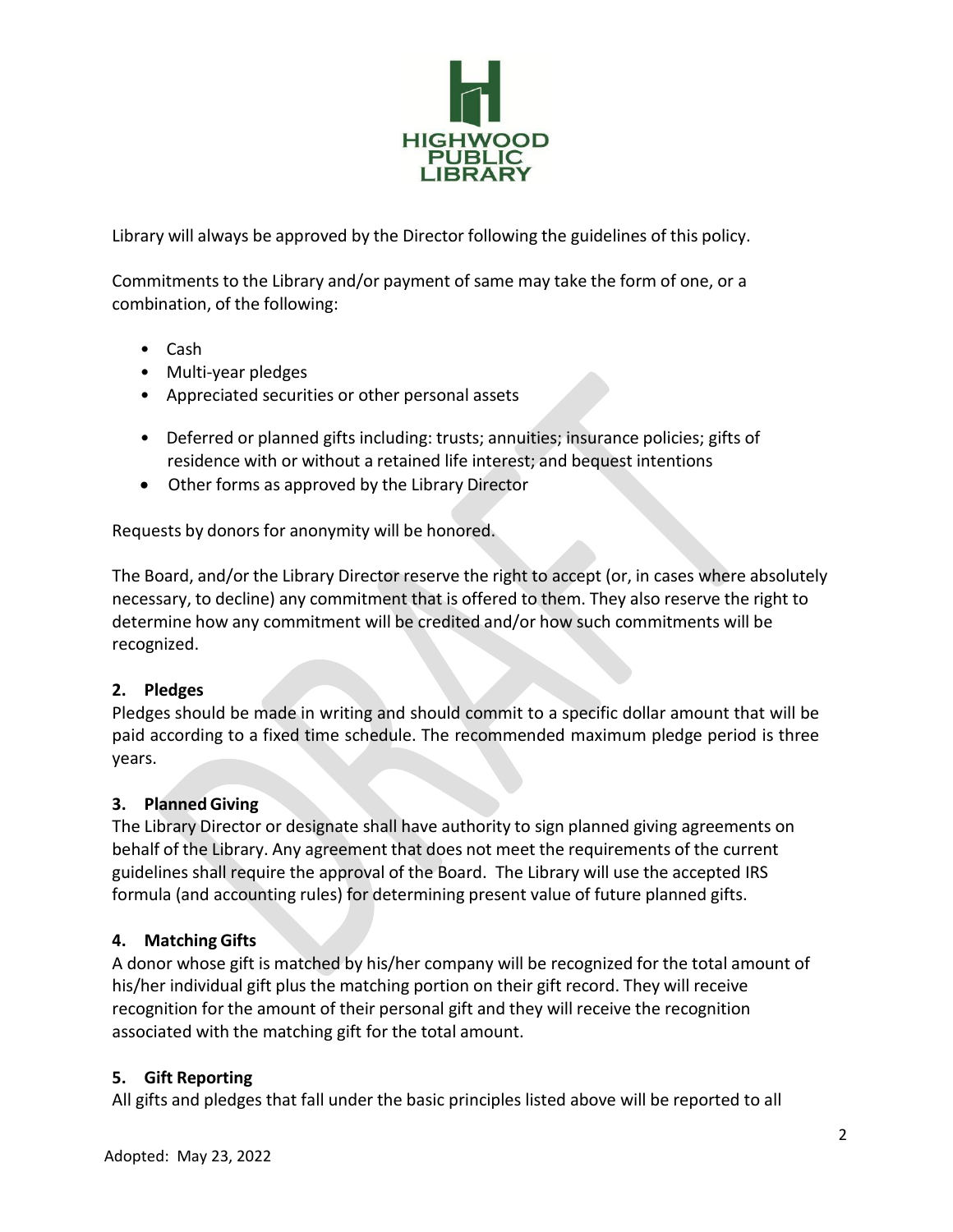Library will always be approved by the Director following the guidelines of this policy.

Commitments to the Library and/or payment of same may take the form of one, or a combination, of the following:

- Cash
- Multi-year pledges
- Appreciated securities or other personal assets
- Deferred or planned gifts including: trusts; annuities; insurance policies; gifts of residence with or without a retained life interest; and bequest intentions
- Other forms as approved by the Library Director

Requests by donors for anonymity will be honored.

The Board, and/or the Library Director reserve the right to accept (or, in cases where absolutely necessary, to decline) any commitment that is offered to them. They also reserve the right to determine how any commitment will be credited and/or how such commitments will be recognized.

**2. Pledges**

Pledges should be made in writing and should commit to a specific dollar amount that will be paid according to a fixed time schedule. The recommended maximum pledge period is three years.

**3. Planned Giving**

The Library Director or designate shall have authority to sign planned giving agreements on behalf of the Library. Any agreement that does not meet the requirements of the current guidelines shall require the approval of the Board. The Library will use the accepted IRS formula (and accounting rules) for determining present value of future planned gifts.

**4. Matching Gifts**

A donor whose gift is matched by his/her company will be recognized for the total amount of his/her individual gift plus the matching portion on their gift record. They will receive recognition for the amount of their personal gift and they will receive the recognition associated with the matching gift for the total amount.

**5. Gift Reporting**

All gifts and pledges that fall under the basic principles listed above will be reported to all

Adopted: May 23, 2022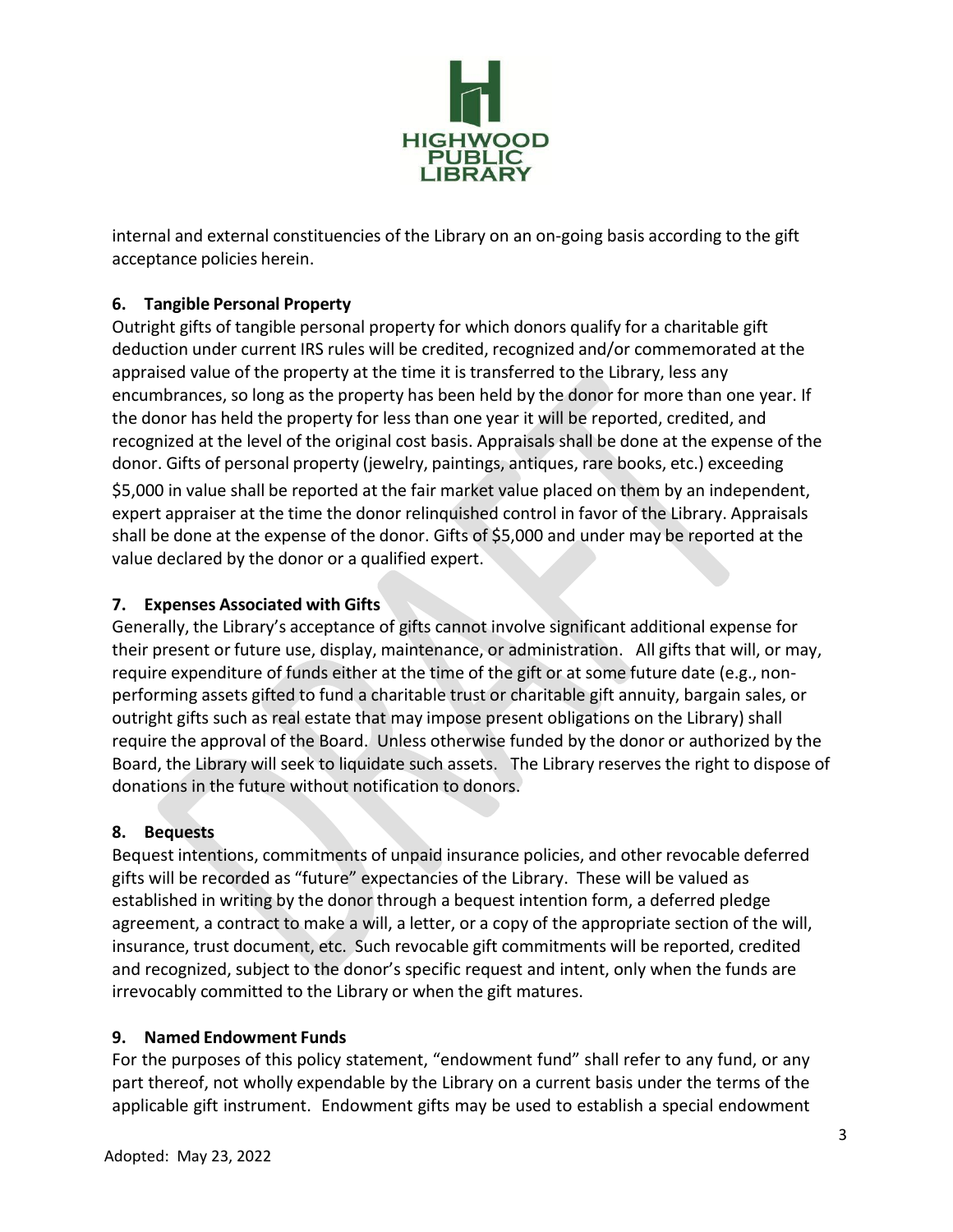internal and external constituencies of the Library on an on-going basis according to the gift acceptance policies herein.

**6. Tangible Personal Property**

Outright gifts of tangible personal property for which donors qualify for a charitable gift deduction under current IRS rules will be credited, recognized and/or commemorated at the appraised value of the property at the time it is transferred to the Library, less any encumbrances, so long as the property has been held by the donor for more than one year. If the donor has held the property for less than one year it will be reported, credited, and recognized at the level of the original cost basis. Appraisals shall be done at the expense of the donor. Gifts of personal property (jewelry, paintings, antiques, rare books, etc.) exceeding $5,000 in value shall be reported at the fair market value placed on them by an independent, expert appraiser at the time the donor relinquished control in favor of the Library. Appraisals shall be done at the expense of the donor. Gifts of $5,000 and under may be reported at the value declared by the donor or a qualified expert.

**7. Expenses Associated with Gifts**

Generally, the Library's acceptance of gifts cannot involve significant additional expense for their present or future use, display, maintenance, or administration. All gifts that will, or may, require expenditure of funds either at the time of the gift or at some future date (e.g., non-performing assets gifted to fund a charitable trust or charitable gift annuity, bargain sales, or outright gifts such as real estate that may impose present obligations on the Library) shall require the approval of the Board. Unless otherwise funded by the donor or authorized by the Board, the Library will seek to liquidate such assets. The Library reserves the right to dispose of donations in the future without notification to donors.

**8. Bequests**

Bequest intentions, commitments of unpaid insurance policies, and other revocable deferred gifts will be recorded as "future" expectancies of the Library. These will be valued as established in writing by the donor through a bequest intention form, a deferred pledge agreement, a contract to make a will, a letter, or a copy of the appropriate section of the will, insurance, trust document, etc. Such revocable gift commitments will be reported, credited and recognized, subject to the donor's specific request and intent, only when the funds are irrevocably committed to the Library or when the gift matures.

**9. Named Endowment Funds**

For the purposes of this policy statement, "endowment fund" shall refer to any fund, or any part thereof, not wholly expendable by the Library on a current basis under the terms of the applicable gift instrument. Endowment gifts may be used to establish a special endowment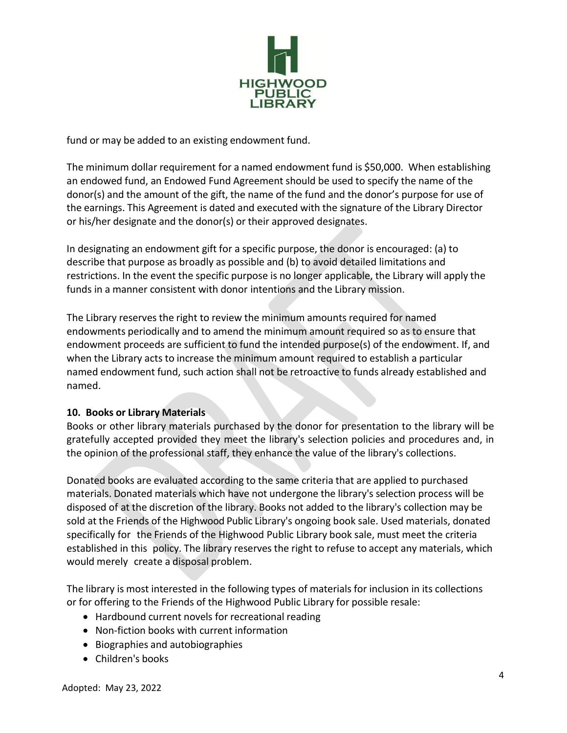fund or may be added to an existing endowment fund.

The minimum dollar requirement for a named endowment fund is $50,000. When establishing an endowed fund, an Endowed Fund Agreement should be used to specify the name of the donor(s) and the amount of the gift, the name of the fund and the donor's purpose for use of the earnings. This Agreement is dated and executed with the signature of the Library Director or his/her designate and the donor(s) or their approved designates.

In designating an endowment gift for a specific purpose, the donor is encouraged: (a) to describe that purpose as broadly as possible and (b) to avoid detailed limitations and restrictions. In the event the specific purpose is no longer applicable, the Library will apply the funds in a manner consistent with donor intentions and the Library mission.

The Library reserves the right to review the minimum amounts required for named endowments periodically and to amend the minimum amount required so as to ensure that endowment proceeds are sufficient to fund the intended purpose(s) of the endowment. If, and when the Library acts to increase the minimum amount required to establish a particular named endowment fund, such action shall not be retroactive to funds already established and named.

**10. Books or Library Materials**

Books or other library materials purchased by the donor for presentation to the library will be gratefully accepted provided they meet the library's selection policies and procedures and, in the opinion of the professional staff, they enhance the value of the library's collections.

Donated books are evaluated according to the same criteria that are applied to purchased materials. Donated materials which have not undergone the library's selection process will be disposed of at the discretion of the library. Books not added to the library's collection may be sold at the Friends of the Highwood Public Library's ongoing book sale. Used materials, donated specifically for the Friends of the Highwood Public Library book sale, must meet the criteria established in this policy. The library reserves the right to refuse to accept any materials, which would merely create a disposal problem.

The library is most interested in the following types of materials for inclusion in its collections or for offering to the Friends of the Highwood Public Library for possible resale:

- Hardbound current novels for recreational reading
- Non-fiction books with current information
- Biographies and autobiographies
- Children's books

Adopted: May 23, 2022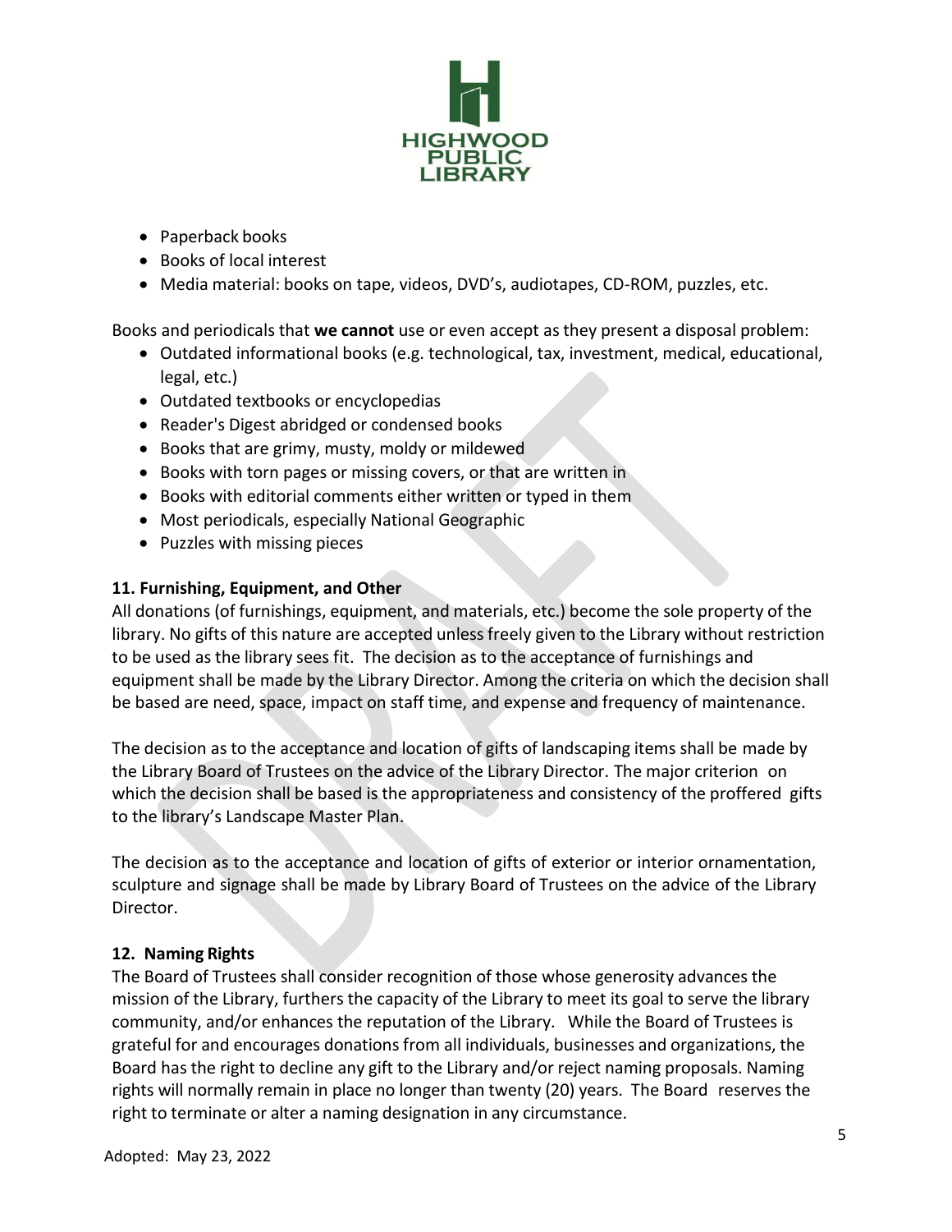- Paperback books
- Books of local interest
- Media material: books on tape, videos, DVD's, audiotapes, CD-ROM, puzzles, etc.

Books and periodicals that **we cannot** use or even accept as they present a disposal problem:

- Outdated informational books (e.g. technological, tax, investment, medical, educational, legal, etc.)
- Outdated textbooks or encyclopedias
- Reader's Digest abridged or condensed books
- Books that are grimy, musty, moldy or mildewed
- Books with torn pages or missing covers, or that are written in
- Books with editorial comments either written or typed in them
- Most periodicals, especially National Geographic
- Puzzles with missing pieces

**11. Furnishing, Equipment, and Other**

All donations (of furnishings, equipment, and materials, etc.) become the sole property of the library. No gifts of this nature are accepted unless freely given to the Library without restriction to be used as the library sees fit. The decision as to the acceptance of furnishings and equipment shall be made by the Library Director. Among the criteria on which the decision shall be based are need, space, impact on staff time, and expense and frequency of maintenance.

The decision as to the acceptance and location of gifts of landscaping items shall be made by the Library Board of Trustees on the advice of the Library Director. The major criterion on which the decision shall be based is the appropriateness and consistency of the proffered gifts to the library's Landscape Master Plan.

The decision as to the acceptance and location of gifts of exterior or interior ornamentation, sculpture and signage shall be made by Library Board of Trustees on the advice of the Library Director.

**12. Naming Rights**

The Board of Trustees shall consider recognition of those whose generosity advances the mission of the Library, furthers the capacity of the Library to meet its goal to serve the library community, and/or enhances the reputation of the Library. While the Board of Trustees is grateful for and encourages donations from all individuals, businesses and organizations, the Board has the right to decline any gift to the Library and/or reject naming proposals. Naming rights will normally remain in place no longer than twenty (20) years. The Board reserves the right to terminate or alter a naming designation in any circumstance.

Adopted: May 23, 2022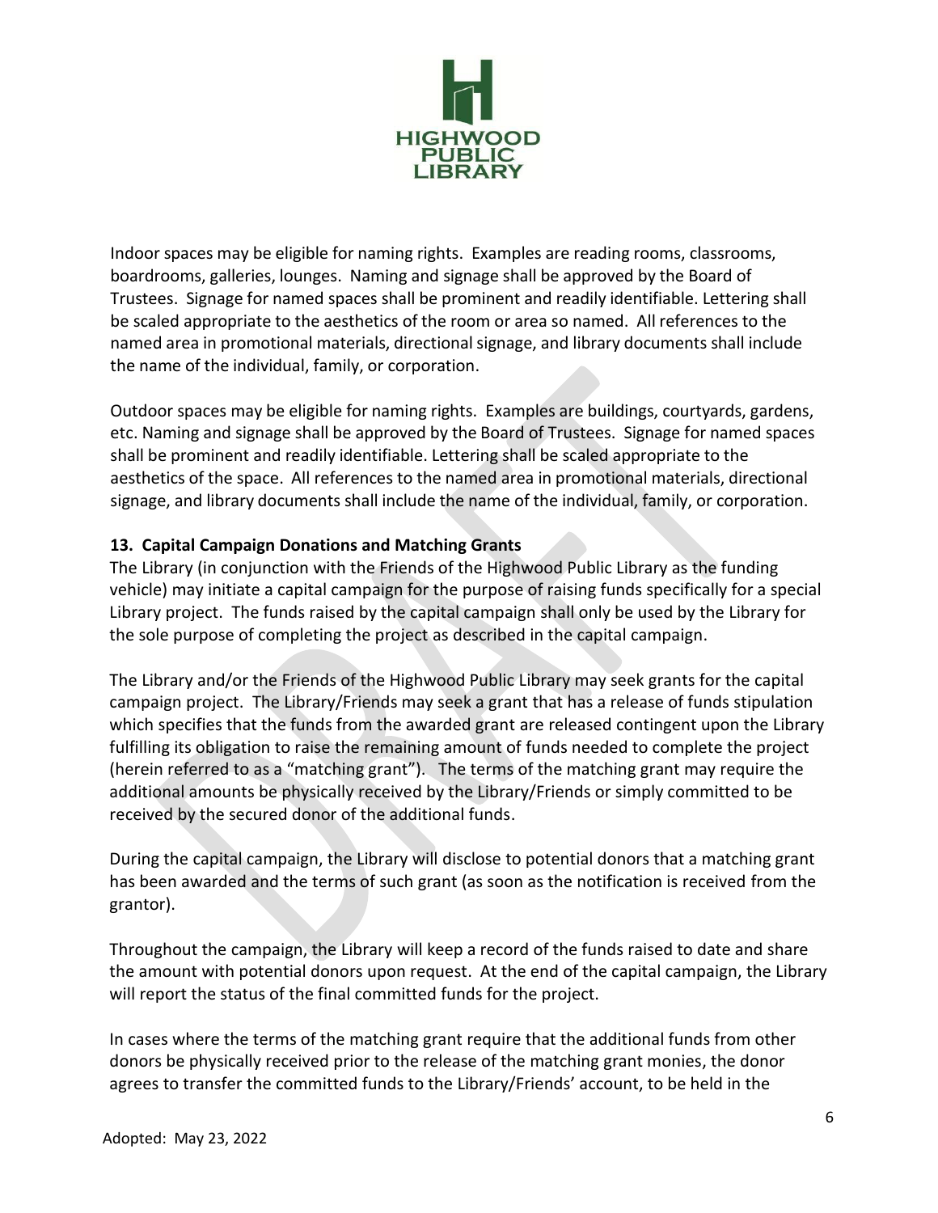Indoor spaces may be eligible for naming rights. Examples are reading rooms, classrooms, boardrooms, galleries, lounges. Naming and signage shall be approved by the Board of Trustees. Signage for named spaces shall be prominent and readily identifiable. Lettering shall be scaled appropriate to the aesthetics of the room or area so named. All references to the named area in promotional materials, directional signage, and library documents shall include the name of the individual, family, or corporation.

Outdoor spaces may be eligible for naming rights. Examples are buildings, courtyards, gardens, etc. Naming and signage shall be approved by the Board of Trustees. Signage for named spaces shall be prominent and readily identifiable. Lettering shall be scaled appropriate to the aesthetics of the space. All references to the named area in promotional materials, directional signage, and library documents shall include the name of the individual, family, or corporation.

**13. Capital Campaign Donations and Matching Grants**

The Library (in conjunction with the Friends of the Highwood Public Library as the funding vehicle) may initiate a capital campaign for the purpose of raising funds specifically for a special Library project. The funds raised by the capital campaign shall only be used by the Library for the sole purpose of completing the project as described in the capital campaign.

The Library and/or the Friends of the Highwood Public Library may seek grants for the capital campaign project. The Library/Friends may seek a grant that has a release of funds stipulation which specifies that the funds from the awarded grant are released contingent upon the Library fulfilling its obligation to raise the remaining amount of funds needed to complete the project (herein referred to as a "matching grant"). The terms of the matching grant may require the additional amounts be physically received by the Library/Friends or simply committed to be received by the secured donor of the additional funds.

During the capital campaign, the Library will disclose to potential donors that a matching grant has been awarded and the terms of such grant (as soon as the notification is received from the grantor).

Throughout the campaign, the Library will keep a record of the funds raised to date and share the amount with potential donors upon request. At the end of the capital campaign, the Library will report the status of the final committed funds for the project.

In cases where the terms of the matching grant require that the additional funds from other donors be physically received prior to the release of the matching grant monies, the donor agrees to transfer the committed funds to the Library/Friends' account, to be held in the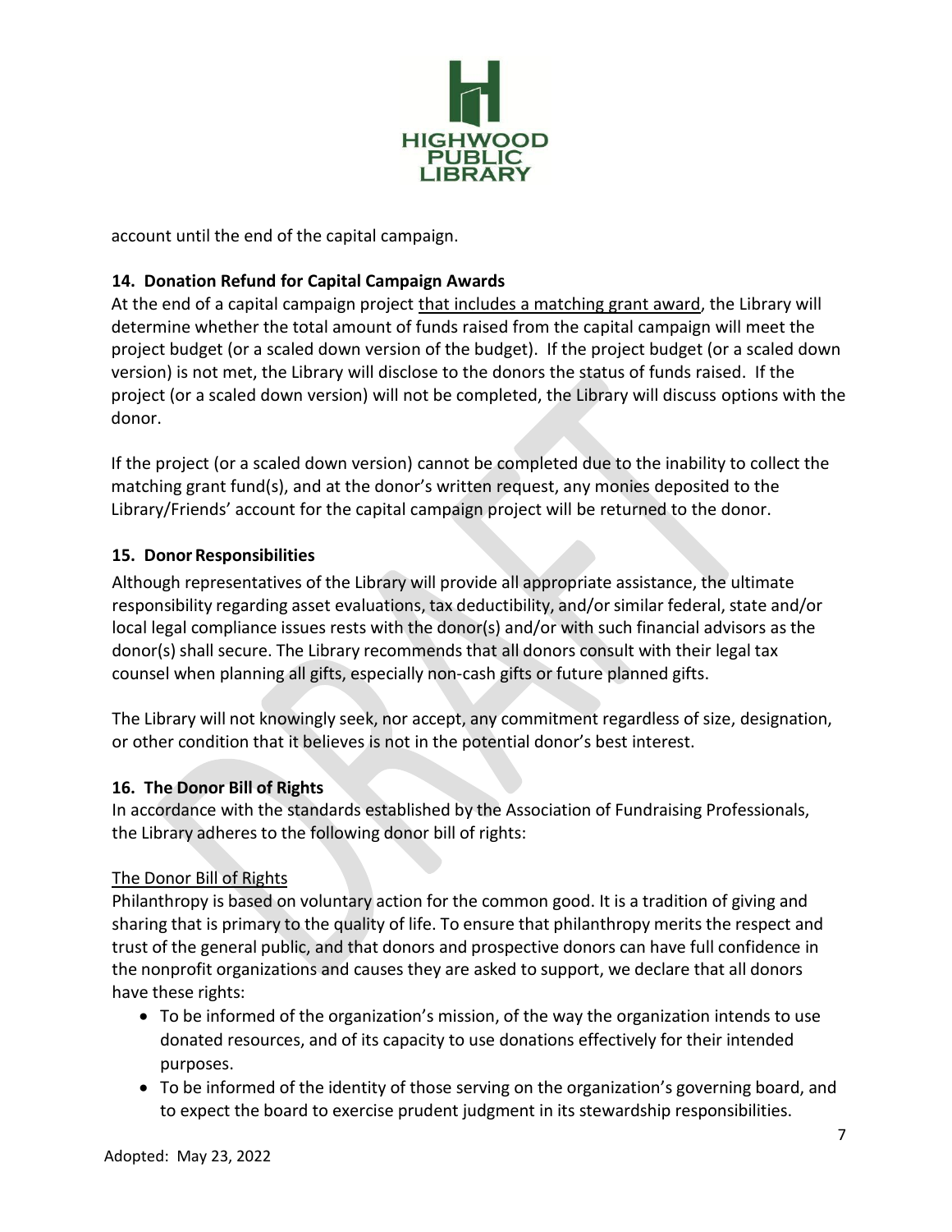account until the end of the capital campaign.

**14. Donation Refund for Capital Campaign Awards**

At the end of a capital campaign project <u>that includes a matching grant award</u>, the Library will determine whether the total amount of funds raised from the capital campaign will meet the project budget (or a scaled down version of the budget). If the project budget (or a scaled down version) is not met, the Library will disclose to the donors the status of funds raised. If the project (or a scaled down version) will not be completed, the Library will discuss options with the donor.

If the project (or a scaled down version) cannot be completed due to the inability to collect the matching grant fund(s), and at the donor's written request, any monies deposited to the Library/Friends' account for the capital campaign project will be returned to the donor.

**15. Donor Responsibilities**

Although representatives of the Library will provide all appropriate assistance, the ultimate responsibility regarding asset evaluations, tax deductibility, and/or similar federal, state and/or local legal compliance issues rests with the donor(s) and/or with such financial advisors as the donor(s) shall secure. The Library recommends that all donors consult with their legal tax counsel when planning all gifts, especially non-cash gifts or future planned gifts.

The Library will not knowingly seek, nor accept, any commitment regardless of size, designation, or other condition that it believes is not in the potential donor's best interest.

**16. The Donor Bill of Rights**

In accordance with the standards established by the Association of Fundraising Professionals, the Library adheres to the following donor bill of rights:

<u>The Donor Bill of Rights</u>

Philanthropy is based on voluntary action for the common good. It is a tradition of giving and sharing that is primary to the quality of life. To ensure that philanthropy merits the respect and trust of the general public, and that donors and prospective donors can have full confidence in the nonprofit organizations and causes they are asked to support, we declare that all donors have these rights:

- To be informed of the organization's mission, of the way the organization intends to use donated resources, and of its capacity to use donations effectively for their intended purposes.
- To be informed of the identity of those serving on the organization's governing board, and to expect the board to exercise prudent judgment in its stewardship responsibilities.

Adopted: May 23, 2022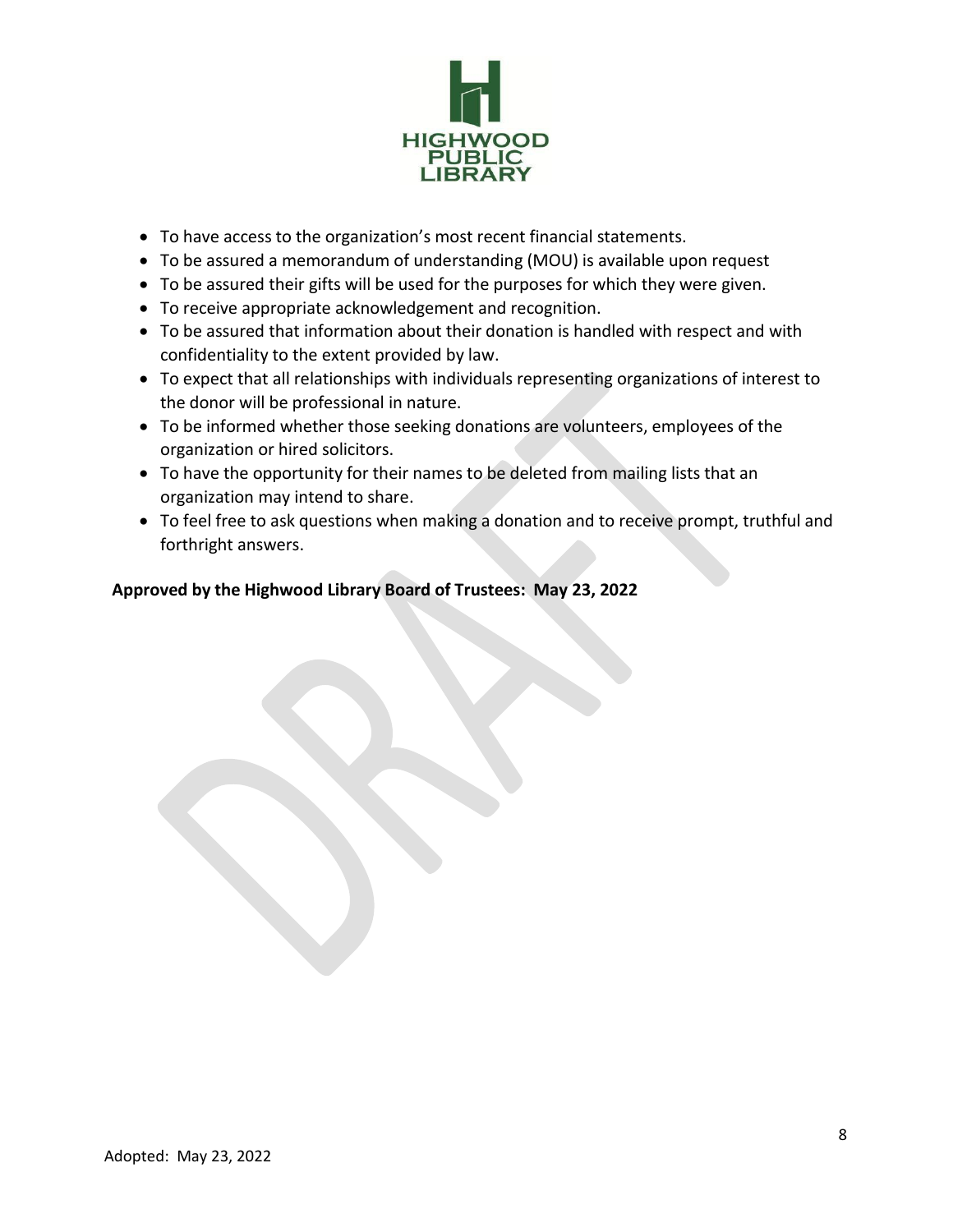- To have access to the organization's most recent financial statements.
- To be assured a memorandum of understanding (MOU) is available upon request
- To be assured their gifts will be used for the purposes for which they were given.
- To receive appropriate acknowledgement and recognition.
- To be assured that information about their donation is handled with respect and with confidentiality to the extent provided by law.
- To expect that all relationships with individuals representing organizations of interest to the donor will be professional in nature.
- To be informed whether those seeking donations are volunteers, employees of the organization or hired solicitors.
- To have the opportunity for their names to be deleted from mailing lists that an organization may intend to share.
- To feel free to ask questions when making a donation and to receive prompt, truthful and forthright answers.

**Approved by the Highwood Library Board of Trustees: May 23, 2022**